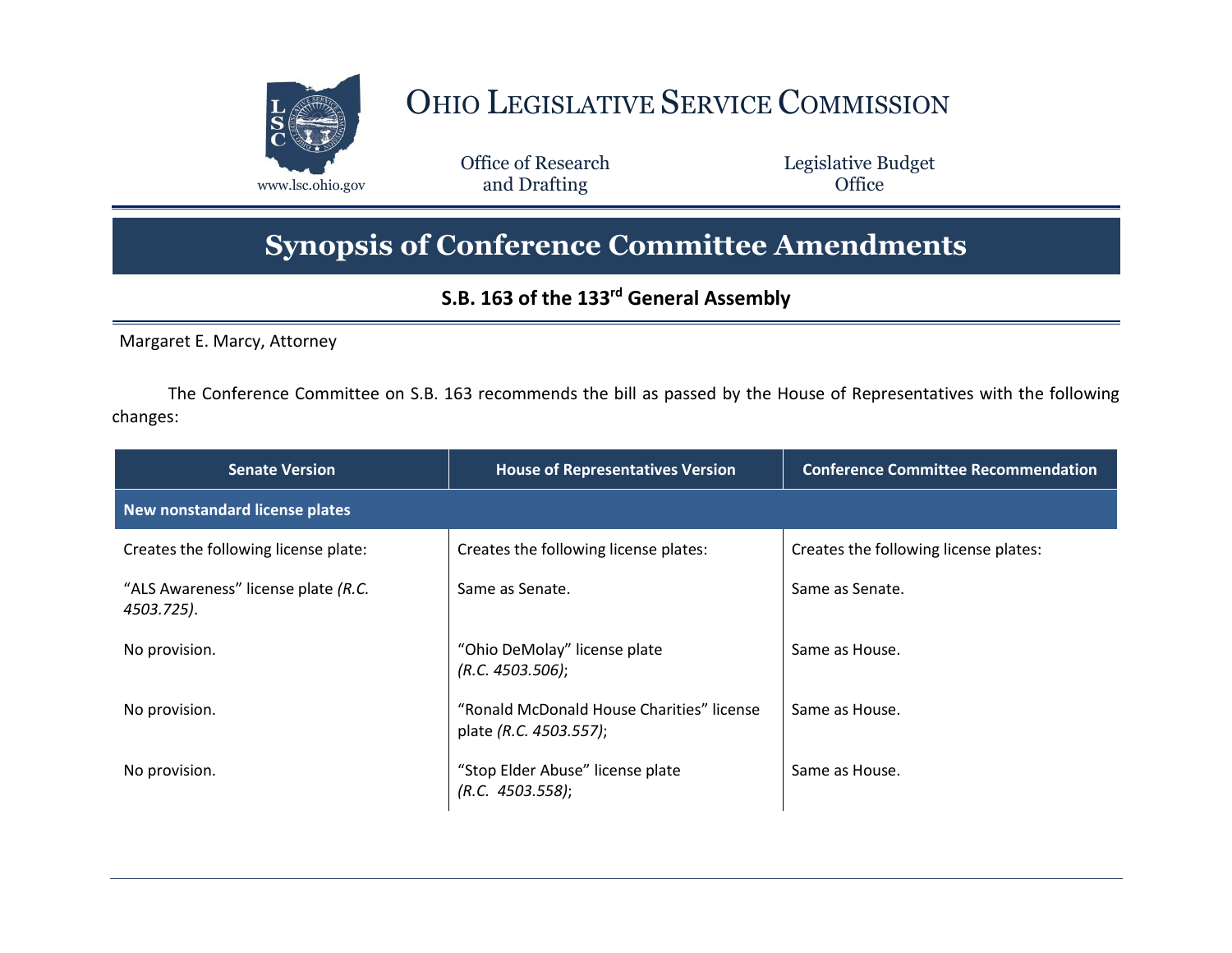# Ohio Legislative Service Commission

www.lsc.ohio.gov

Office of Research and Drafting

Legislative Budget Office

# Synopsis of Conference Committee Amendments

## S.B. 163 of the 133rd General Assembly

Margaret E. Marcy, Attorney

The Conference Committee on S.B. 163 recommends the bill as passed by the House of Representatives with the following changes:

| Senate Version | House of Representatives Version | Conference Committee Recommendation |
|---|---|---|
| **New nonstandard license plates** | | |
| Creates the following license plate: | Creates the following license plates: | Creates the following license plates: |
| "ALS Awareness" license plate *(R.C. 4503.725)*. | Same as Senate. | Same as Senate. |
| No provision. | "Ohio DeMolay" license plate *(R.C. 4503.506)*; | Same as House. |
| No provision. | "Ronald McDonald House Charities" license plate *(R.C. 4503.557)*; | Same as House. |
| No provision. | "Stop Elder Abuse" license plate *(R.C. 4503.558)*; | Same as House. |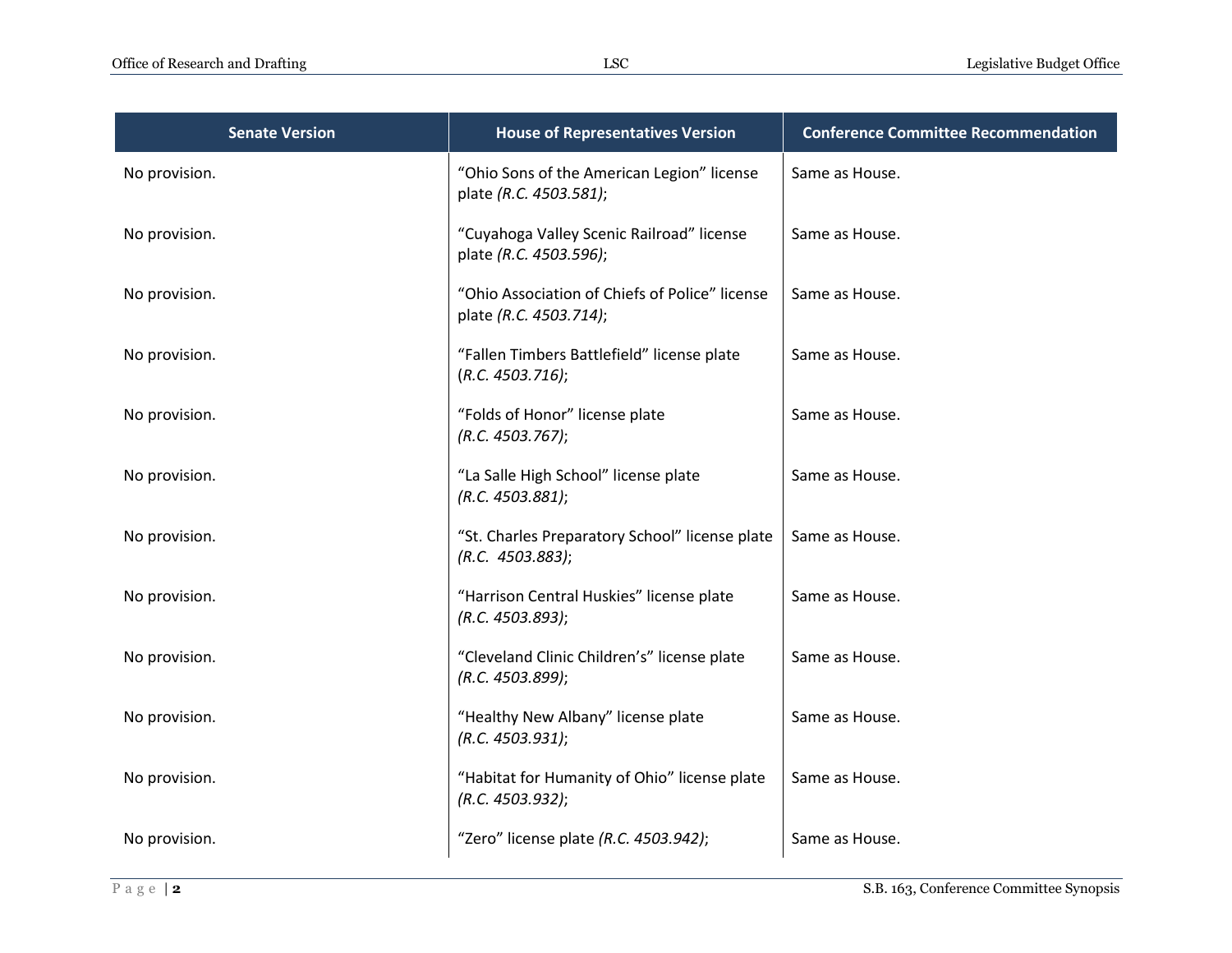| Senate Version | House of Representatives Version | Conference Committee Recommendation |
|---|---|---|
| No provision. | "Ohio Sons of the American Legion" license plate *(R.C. 4503.581)*; | Same as House. |
| No provision. | "Cuyahoga Valley Scenic Railroad" license plate *(R.C. 4503.596)*; | Same as House. |
| No provision. | "Ohio Association of Chiefs of Police" license plate *(R.C. 4503.714)*; | Same as House. |
| No provision. | "Fallen Timbers Battlefield" license plate (*R.C. 4503.716)*; | Same as House. |
| No provision. | "Folds of Honor" license plate *(R.C. 4503.767)*; | Same as House. |
| No provision. | "La Salle High School" license plate *(R.C. 4503.881)*; | Same as House. |
| No provision. | "St. Charles Preparatory School" license plate *(R.C. 4503.883)*; | Same as House. |
| No provision. | "Harrison Central Huskies" license plate *(R.C. 4503.893)*; | Same as House. |
| No provision. | "Cleveland Clinic Children's" license plate *(R.C. 4503.899)*; | Same as House. |
| No provision. | "Healthy New Albany" license plate *(R.C. 4503.931)*; | Same as House. |
| No provision. | "Habitat for Humanity of Ohio" license plate *(R.C. 4503.932)*; | Same as House. |
| No provision. | "Zero" license plate *(R.C. 4503.942)*; | Same as House. |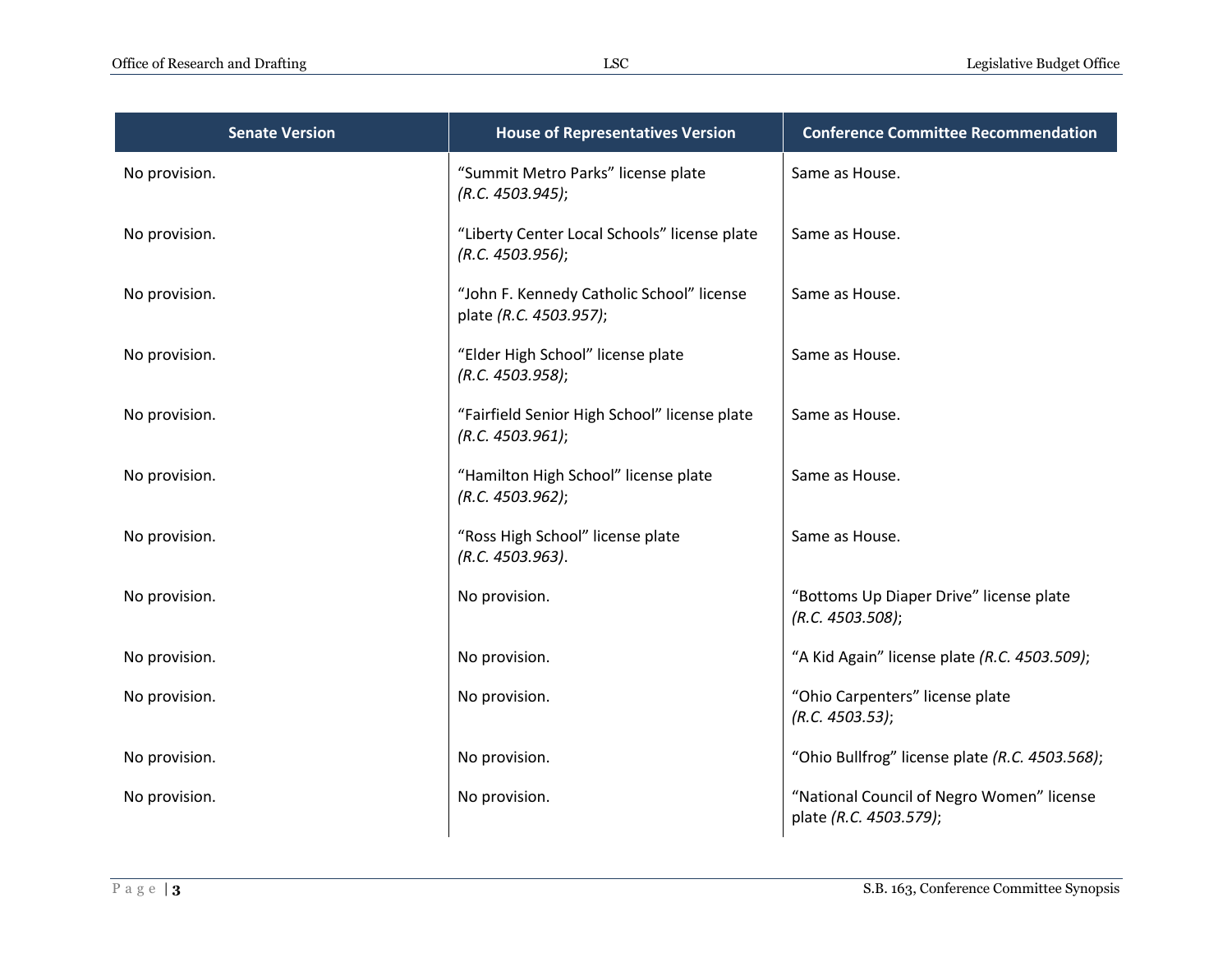| Senate Version | House of Representatives Version | Conference Committee Recommendation |
|---|---|---|
| No provision. | "Summit Metro Parks" license plate *(R.C. 4503.945)*; | Same as House. |
| No provision. | "Liberty Center Local Schools" license plate *(R.C. 4503.956)*; | Same as House. |
| No provision. | "John F. Kennedy Catholic School" license plate *(R.C. 4503.957)*; | Same as House. |
| No provision. | "Elder High School" license plate *(R.C. 4503.958)*; | Same as House. |
| No provision. | "Fairfield Senior High School" license plate *(R.C. 4503.961)*; | Same as House. |
| No provision. | "Hamilton High School" license plate *(R.C. 4503.962)*; | Same as House. |
| No provision. | "Ross High School" license plate *(R.C. 4503.963)*. | Same as House. |
| No provision. | No provision. | "Bottoms Up Diaper Drive" license plate *(R.C. 4503.508)*; |
| No provision. | No provision. | "A Kid Again" license plate *(R.C. 4503.509)*; |
| No provision. | No provision. | "Ohio Carpenters" license plate *(R.C. 4503.53)*; |
| No provision. | No provision. | "Ohio Bullfrog" license plate *(R.C. 4503.568)*; |
| No provision. | No provision. | "National Council of Negro Women" license plate *(R.C. 4503.579)*; |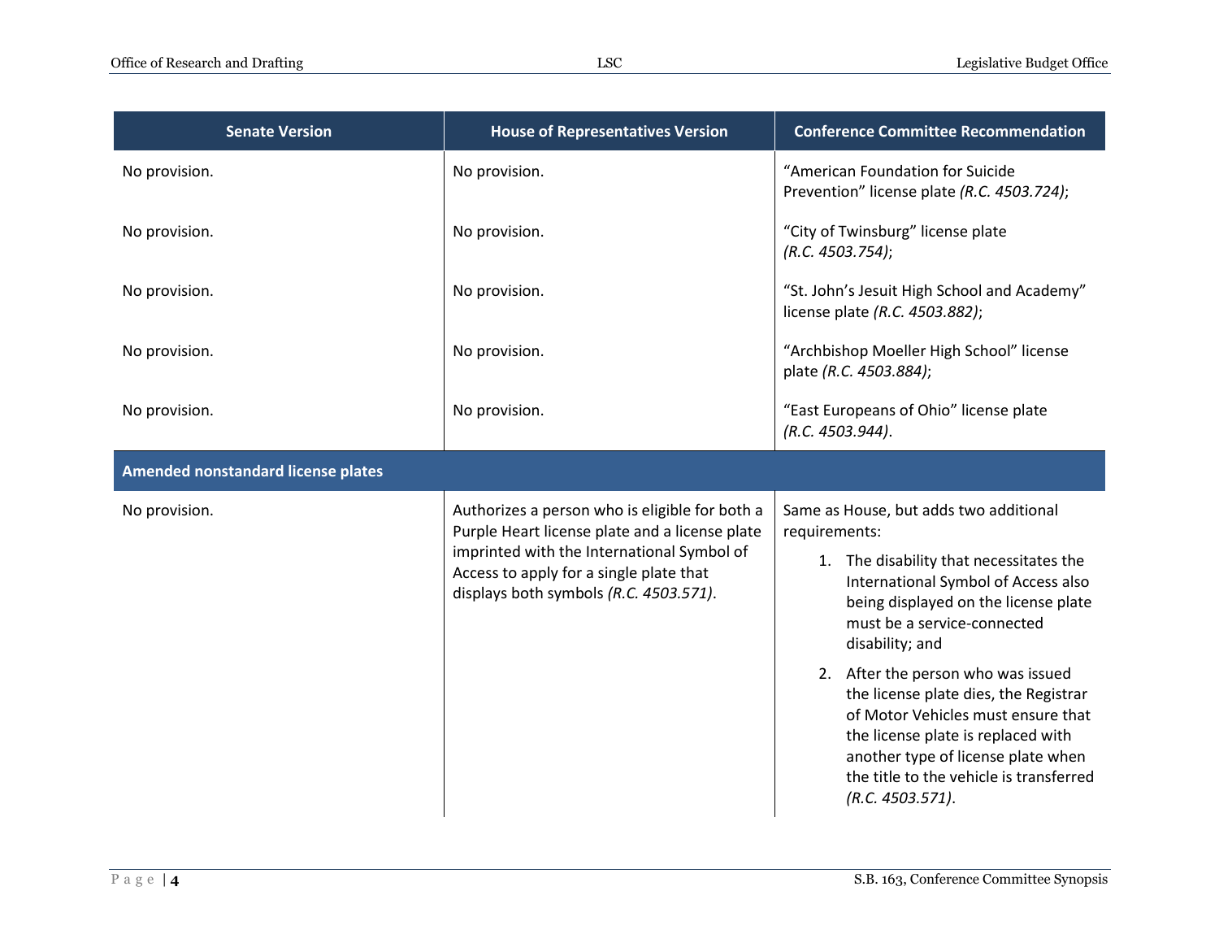| Senate Version | House of Representatives Version | Conference Committee Recommendation |
|---|---|---|
| No provision. | No provision. | "American Foundation for Suicide Prevention" license plate *(R.C. 4503.724)*; |
| No provision. | No provision. | "City of Twinsburg" license plate *(R.C. 4503.754)*; |
| No provision. | No provision. | "St. John's Jesuit High School and Academy" license plate *(R.C. 4503.882)*; |
| No provision. | No provision. | "Archbishop Moeller High School" license plate *(R.C. 4503.884)*; |
| No provision. | No provision. | "East Europeans of Ohio" license plate *(R.C. 4503.944)*. |
| **Amended nonstandard license plates** | | |
| No provision. | Authorizes a person who is eligible for both a Purple Heart license plate and a license plate imprinted with the International Symbol of Access to apply for a single plate that displays both symbols *(R.C. 4503.571)*. | Same as House, but adds two additional requirements:<br>1. The disability that necessitates the International Symbol of Access also being displayed on the license plate must be a service-connected disability; and<br>2. After the person who was issued the license plate dies, the Registrar of Motor Vehicles must ensure that the license plate is replaced with another type of license plate when the title to the vehicle is transferred *(R.C. 4503.571)*. |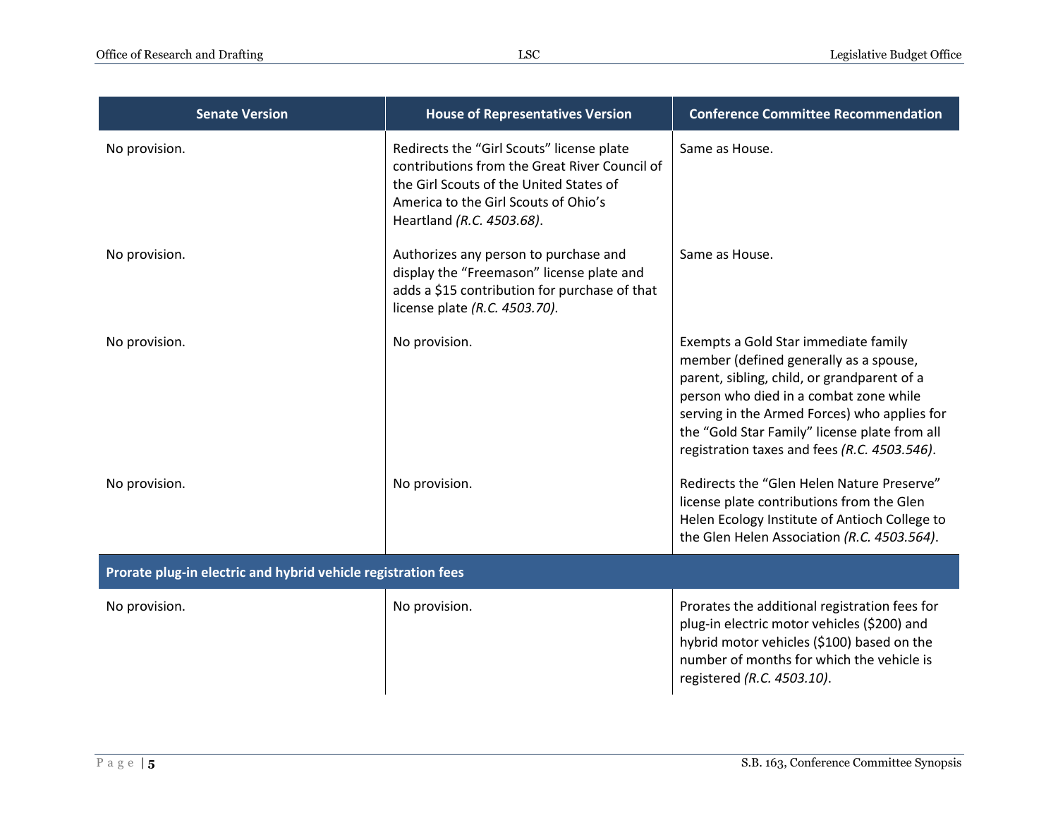| Senate Version | House of Representatives Version | Conference Committee Recommendation |
| --- | --- | --- |
| No provision. | Redirects the "Girl Scouts" license plate contributions from the Great River Council of the Girl Scouts of the United States of America to the Girl Scouts of Ohio's Heartland *(R.C. 4503.68)*. | Same as House. |
| No provision. | Authorizes any person to purchase and display the "Freemason" license plate and adds a $15 contribution for purchase of that license plate *(R.C. 4503.70)*. | Same as House. |
| No provision. | No provision. | Exempts a Gold Star immediate family member (defined generally as a spouse, parent, sibling, child, or grandparent of a person who died in a combat zone while serving in the Armed Forces) who applies for the "Gold Star Family" license plate from all registration taxes and fees *(R.C. 4503.546)*. |
| No provision. | No provision. | Redirects the "Glen Helen Nature Preserve" license plate contributions from the Glen Helen Ecology Institute of Antioch College to the Glen Helen Association *(R.C. 4503.564)*. |
| **Prorate plug-in electric and hybrid vehicle registration fees** | | |
| No provision. | No provision. | Prorates the additional registration fees for plug-in electric motor vehicles ($200) and hybrid motor vehicles ($100) based on the number of months for which the vehicle is registered *(R.C. 4503.10)*. |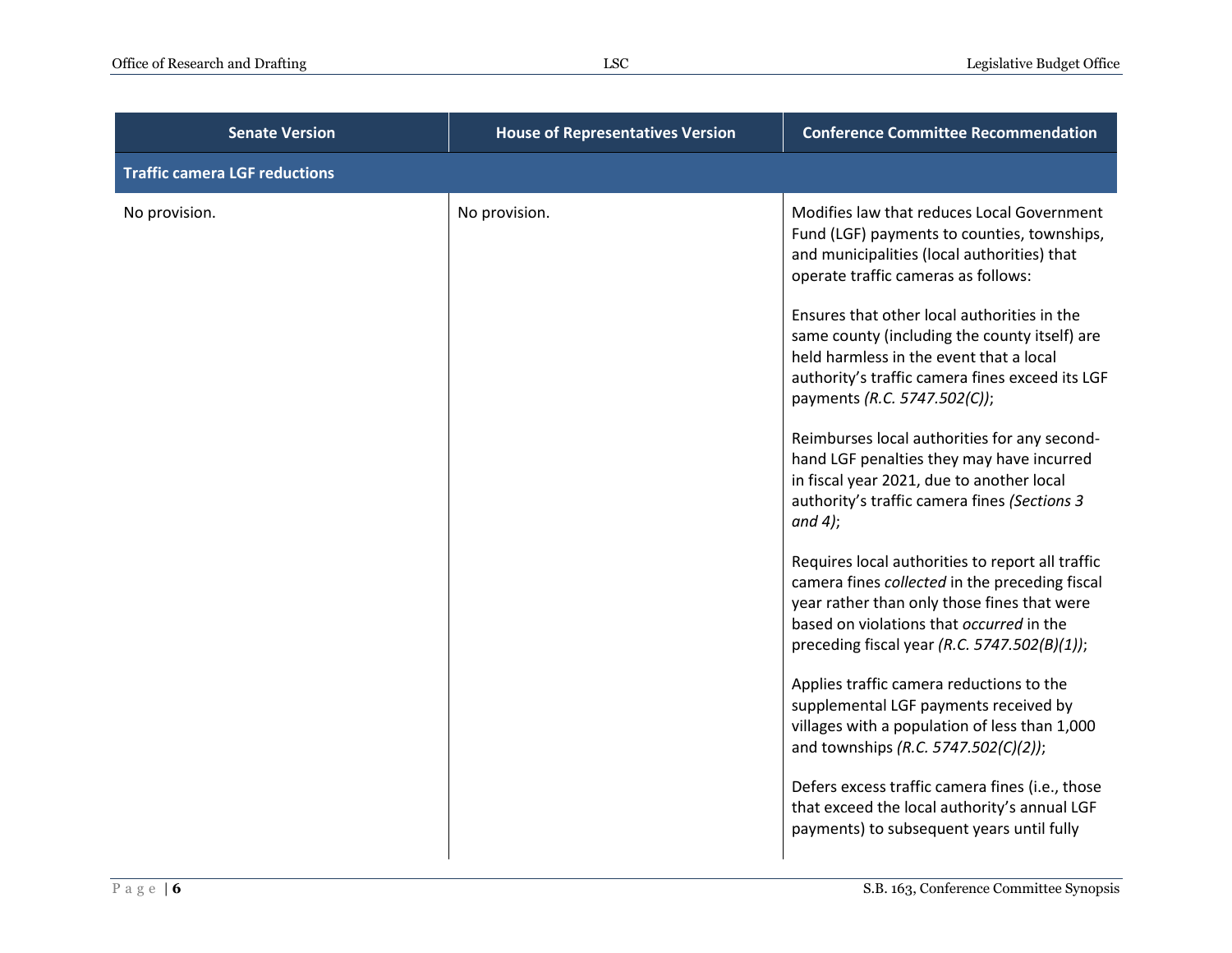| Senate Version | House of Representatives Version | Conference Committee Recommendation |
|---|---|---|
| **Traffic camera LGF reductions** | | |
| No provision. | No provision. | Modifies law that reduces Local Government Fund (LGF) payments to counties, townships, and municipalities (local authorities) that operate traffic cameras as follows:<br><br>Ensures that other local authorities in the same county (including the county itself) are held harmless in the event that a local authority's traffic camera fines exceed its LGF payments *(R.C. 5747.502(C))*;<br><br>Reimburses local authorities for any second-hand LGF penalties they may have incurred in fiscal year 2021, due to another local authority's traffic camera fines *(Sections 3 and 4)*;<br><br>Requires local authorities to report all traffic camera fines *collected* in the preceding fiscal year rather than only those fines that were based on violations that *occurred* in the preceding fiscal year *(R.C. 5747.502(B)(1))*;<br><br>Applies traffic camera reductions to the supplemental LGF payments received by villages with a population of less than 1,000 and townships *(R.C. 5747.502(C)(2))*;<br><br>Defers excess traffic camera fines (i.e., those that exceed the local authority's annual LGF payments) to subsequent years until fully |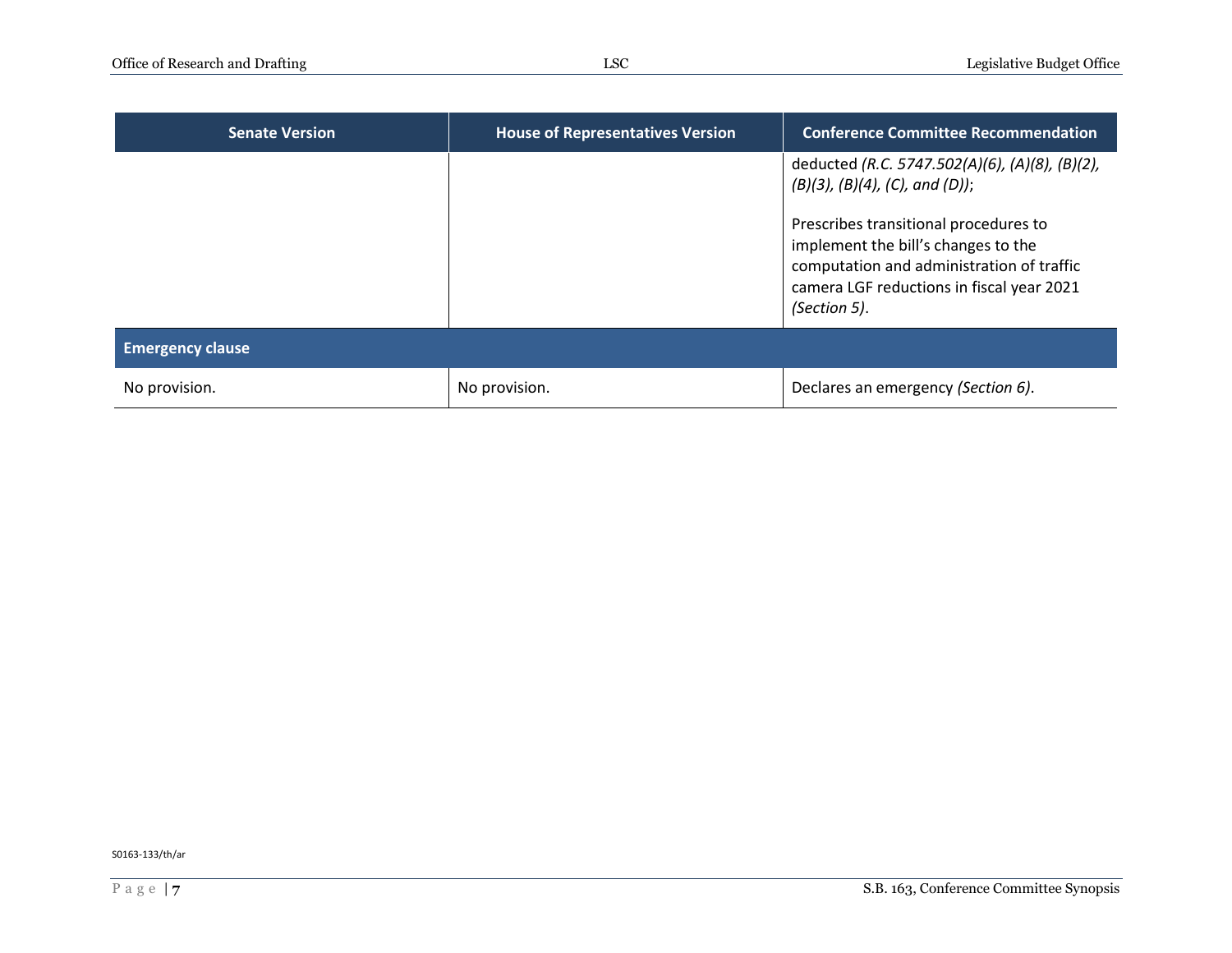| Senate Version | House of Representatives Version | Conference Committee Recommendation |
| --- | --- | --- |
| | | deducted *(R.C. 5747.502(A)(6), (A)(8), (B)(2), (B)(3), (B)(4), (C), and (D))*;<br><br>Prescribes transitional procedures to implement the bill's changes to the computation and administration of traffic camera LGF reductions in fiscal year 2021 *(Section 5)*. |
| **Emergency clause** | | |
| No provision. | No provision. | Declares an emergency *(Section 6)*. |

S0163-133/th/ar